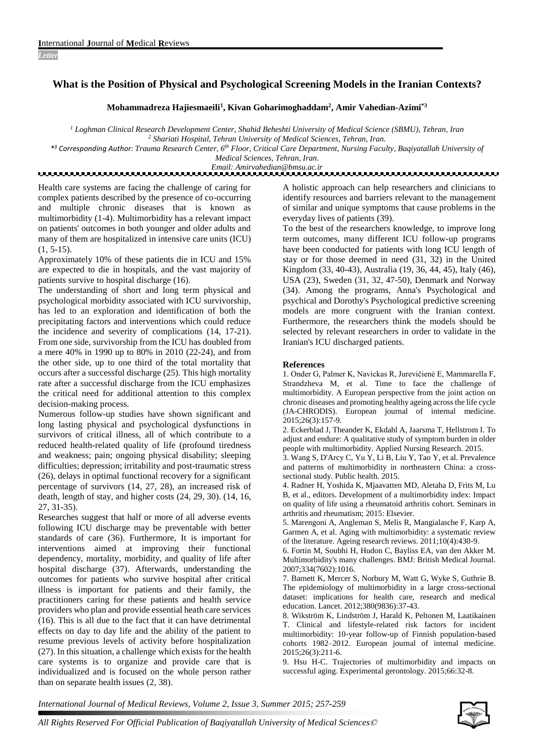*Letter*

# What is the Position of Physical and Psychological Screening Models in the Iranian Contexts?

**Mohammadreza Hajiesmaeili[1], Kivan Goharimoghaddam[2], Amir Vahedian-Azimi*[3]**

[1] Loghman Clinical Research Development Center, Shahid Beheshti University of Medical Science (SBMU), Tehran, Iran
[2] Shariati Hospital, Tehran University of Medical Sciences, Tehran, Iran.
*[3] Corresponding Author: Trauma Research Center, 6th Floor, Critical Care Department, Nursing Faculty, Baqiyatallah University of Medical Sciences, Tehran, Iran.
Email: Amirvahedian@bmsu.ac.ir

Health care systems are facing the challenge of caring for complex patients described by the presence of co-occurring and multiple chronic diseases that is known as multimorbidity (1-4). Multimorbidity has a relevant impact on patients' outcomes in both younger and older adults and many of them are hospitalized in intensive care units (ICU) (1, 5-15).

Approximately 10% of these patients die in ICU and 15% are expected to die in hospitals, and the vast majority of patients survive to hospital discharge (16).

The understanding of short and long term physical and psychological morbidity associated with ICU survivorship, has led to an exploration and identification of both the precipitating factors and interventions which could reduce the incidence and severity of complications (14, 17-21). From one side, survivorship from the ICU has doubled from a mere 40% in 1990 up to 80% in 2010 (22-24), and from the other side, up to one third of the total mortality that occurs after a successful discharge (25). This high mortality rate after a successful discharge from the ICU emphasizes the critical need for additional attention to this complex decision-making process.

Numerous follow-up studies have shown significant and long lasting physical and psychological dysfunctions in survivors of critical illness, all of which contribute to a reduced health-related quality of life (profound tiredness and weakness; pain; ongoing physical disability; sleeping difficulties; depression; irritability and post-traumatic stress (26), delays in optimal functional recovery for a significant percentage of survivors (14, 27, 28), an increased risk of death, length of stay, and higher costs (24, 29, 30). (14, 16, 27, 31-35).

Researches suggest that half or more of all adverse events following ICU discharge may be preventable with better standards of care (36). Furthermore, It is important for interventions aimed at improving their functional dependency, mortality, morbidity, and quality of life after hospital discharge (37). Afterwards, understanding the outcomes for patients who survive hospital after critical illness is important for patients and their family, the practitioners caring for these patients and health service providers who plan and provide essential heath care services (16). This is all due to the fact that it can have detrimental effects on day to day life and the ability of the patient to resume previous levels of activity before hospitalization (27). In this situation, a challenge which exists for the health care systems is to organize and provide care that is individualized and is focused on the whole person rather than on separate health issues (2, 38).

A holistic approach can help researchers and clinicians to identify resources and barriers relevant to the management of similar and unique symptoms that cause problems in the everyday lives of patients (39).

To the best of the researchers knowledge, to improve long term outcomes, many different ICU follow-up programs have been conducted for patients with long ICU length of stay or for those deemed in need (31, 32) in the United Kingdom (33, 40-43), Australia (19, 36, 44, 45), Italy (46), USA (23), Sweden (31, 32, 47-50), Denmark and Norway (34). Among the programs, Anna's Psychological and psychical and Dorothy's Psychological predictive screening models are more congruent with the Iranian context. Furthermore, the researchers think the models should be selected by relevant researchers in order to validate in the Iranian's ICU discharged patients.

### References

1. Onder G, Palmer K, Navickas R, Jurevičienė E, Mammarella F, Strandzheva M, et al. Time to face the challenge of multimorbidity. A European perspective from the joint action on chronic diseases and promoting healthy ageing across the life cycle (JA-CHRODIS). European journal of internal medicine. 2015;26(3):157-9.
2. Eckerblad J, Theander K, Ekdahl A, Jaarsma T, Hellstrom I. To adjust and endure: A qualitative study of symptom burden in older people with multimorbidity. Applied Nursing Research. 2015.
3. Wang S, D'Arcy C, Yu Y, Li B, Liu Y, Tao Y, et al. Prevalence and patterns of multimorbidity in northeastern China: a cross-sectional study. Public health. 2015.
4. Radner H, Yoshida K, Mjaavatten MD, Aletaha D, Frits M, Lu B, et al., editors. Development of a multimorbidity index: Impact on quality of life using a rheumatoid arthritis cohort. Seminars in arthritis and rheumatism; 2015: Elsevier.
5. Marengoni A, Angleman S, Melis R, Mangialasche F, Karp A, Garmen A, et al. Aging with multimorbidity: a systematic review of the literature. Ageing research reviews. 2011;10(4):430-9.
6. Fortin M, Soubhi H, Hudon C, Bayliss EA, van den Akker M. Multimorbidity's many challenges. BMJ: British Medical Journal. 2007;334(7602):1016.
7. Barnett K, Mercer S, Norbury M, Watt G, Wyke S, Guthrie B. The epidemiology of multimorbidity in a large cross-sectional dataset: implications for health care, research and medical education. Lancet. 2012;380(9836):37-43.
8. Wikström K, Lindström J, Harald K, Peltonen M, Laatikainen T. Clinical and lifestyle-related risk factors for incident multimorbidity: 10-year follow-up of Finnish population-based cohorts 1982–2012. European journal of internal medicine. 2015;26(3):211-6.
9. Hsu H-C. Trajectories of multimorbidity and impacts on successful aging. Experimental gerontology. 2015;66:32-8.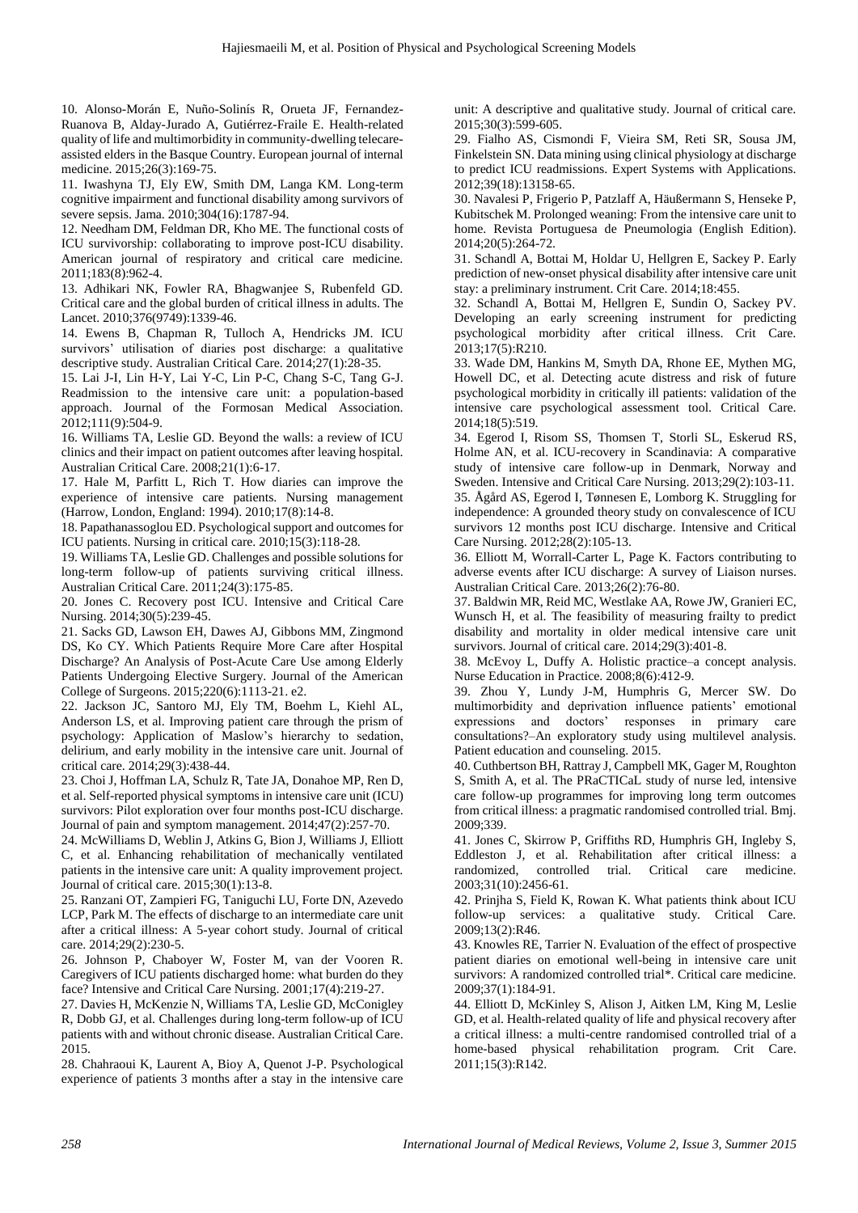10. Alonso-Morán E, Nuño-Solinís R, Orueta JF, Fernandez-Ruanova B, Alday-Jurado A, Gutiérrez-Fraile E. Health-related quality of life and multimorbidity in community-dwelling telecare-assisted elders in the Basque Country. European journal of internal medicine. 2015;26(3):169-75.

11. Iwashyna TJ, Ely EW, Smith DM, Langa KM. Long-term cognitive impairment and functional disability among survivors of severe sepsis. Jama. 2010;304(16):1787-94.

12. Needham DM, Feldman DR, Kho ME. The functional costs of ICU survivorship: collaborating to improve post-ICU disability. American journal of respiratory and critical care medicine. 2011;183(8):962-4.

13. Adhikari NK, Fowler RA, Bhagwanjee S, Rubenfeld GD. Critical care and the global burden of critical illness in adults. The Lancet. 2010;376(9749):1339-46.

14. Ewens B, Chapman R, Tulloch A, Hendricks JM. ICU survivors' utilisation of diaries post discharge: a qualitative descriptive study. Australian Critical Care. 2014;27(1):28-35.

15. Lai J-I, Lin H-Y, Lai Y-C, Lin P-C, Chang S-C, Tang G-J. Readmission to the intensive care unit: a population-based approach. Journal of the Formosan Medical Association. 2012;111(9):504-9.

16. Williams TA, Leslie GD. Beyond the walls: a review of ICU clinics and their impact on patient outcomes after leaving hospital. Australian Critical Care. 2008;21(1):6-17.

17. Hale M, Parfitt L, Rich T. How diaries can improve the experience of intensive care patients. Nursing management (Harrow, London, England: 1994). 2010;17(8):14-8.

18. Papathanassoglou ED. Psychological support and outcomes for ICU patients. Nursing in critical care. 2010;15(3):118-28.

19. Williams TA, Leslie GD. Challenges and possible solutions for long-term follow-up of patients surviving critical illness. Australian Critical Care. 2011;24(3):175-85.

20. Jones C. Recovery post ICU. Intensive and Critical Care Nursing. 2014;30(5):239-45.

21. Sacks GD, Lawson EH, Dawes AJ, Gibbons MM, Zingmond DS, Ko CY. Which Patients Require More Care after Hospital Discharge? An Analysis of Post-Acute Care Use among Elderly Patients Undergoing Elective Surgery. Journal of the American College of Surgeons. 2015;220(6):1113-21. e2.

22. Jackson JC, Santoro MJ, Ely TM, Boehm L, Kiehl AL, Anderson LS, et al. Improving patient care through the prism of psychology: Application of Maslow's hierarchy to sedation, delirium, and early mobility in the intensive care unit. Journal of critical care. 2014;29(3):438-44.

23. Choi J, Hoffman LA, Schulz R, Tate JA, Donahoe MP, Ren D, et al. Self-reported physical symptoms in intensive care unit (ICU) survivors: Pilot exploration over four months post-ICU discharge. Journal of pain and symptom management. 2014;47(2):257-70.

24. McWilliams D, Weblin J, Atkins G, Bion J, Williams J, Elliott C, et al. Enhancing rehabilitation of mechanically ventilated patients in the intensive care unit: A quality improvement project. Journal of critical care. 2015;30(1):13-8.

25. Ranzani OT, Zampieri FG, Taniguchi LU, Forte DN, Azevedo LCP, Park M. The effects of discharge to an intermediate care unit after a critical illness: A 5-year cohort study. Journal of critical care. 2014;29(2):230-5.

26. Johnson P, Chaboyer W, Foster M, van der Vooren R. Caregivers of ICU patients discharged home: what burden do they face? Intensive and Critical Care Nursing. 2001;17(4):219-27.

27. Davies H, McKenzie N, Williams TA, Leslie GD, McConigley R, Dobb GJ, et al. Challenges during long-term follow-up of ICU patients with and without chronic disease. Australian Critical Care. 2015.

28. Chahraoui K, Laurent A, Bioy A, Quenot J-P. Psychological experience of patients 3 months after a stay in the intensive care unit: A descriptive and qualitative study. Journal of critical care. 2015;30(3):599-605.

29. Fialho AS, Cismondi F, Vieira SM, Reti SR, Sousa JM, Finkelstein SN. Data mining using clinical physiology at discharge to predict ICU readmissions. Expert Systems with Applications. 2012;39(18):13158-65.

30. Navalesi P, Frigerio P, Patzlaff A, Häußermann S, Henseke P, Kubitschek M. Prolonged weaning: From the intensive care unit to home. Revista Portuguesa de Pneumologia (English Edition). 2014;20(5):264-72.

31. Schandl A, Bottai M, Holdar U, Hellgren E, Sackey P. Early prediction of new-onset physical disability after intensive care unit stay: a preliminary instrument. Crit Care. 2014;18:455.

32. Schandl A, Bottai M, Hellgren E, Sundin O, Sackey PV. Developing an early screening instrument for predicting psychological morbidity after critical illness. Crit Care. 2013;17(5):R210.

33. Wade DM, Hankins M, Smyth DA, Rhone EE, Mythen MG, Howell DC, et al. Detecting acute distress and risk of future psychological morbidity in critically ill patients: validation of the intensive care psychological assessment tool. Critical Care. 2014;18(5):519.

34. Egerod I, Risom SS, Thomsen T, Storli SL, Eskerud RS, Holme AN, et al. ICU-recovery in Scandinavia: A comparative study of intensive care follow-up in Denmark, Norway and Sweden. Intensive and Critical Care Nursing. 2013;29(2):103-11.

35. Ågård AS, Egerod I, Tønnesen E, Lomborg K. Struggling for independence: A grounded theory study on convalescence of ICU survivors 12 months post ICU discharge. Intensive and Critical Care Nursing. 2012;28(2):105-13.

36. Elliott M, Worrall-Carter L, Page K. Factors contributing to adverse events after ICU discharge: A survey of Liaison nurses. Australian Critical Care. 2013;26(2):76-80.

37. Baldwin MR, Reid MC, Westlake AA, Rowe JW, Granieri EC, Wunsch H, et al. The feasibility of measuring frailty to predict disability and mortality in older medical intensive care unit survivors. Journal of critical care. 2014;29(3):401-8.

38. McEvoy L, Duffy A. Holistic practice–a concept analysis. Nurse Education in Practice. 2008;8(6):412-9.

39. Zhou Y, Lundy J-M, Humphris G, Mercer SW. Do multimorbidity and deprivation influence patients' emotional expressions and doctors' responses in primary care consultations?–An exploratory study using multilevel analysis. Patient education and counseling. 2015.

40. Cuthbertson BH, Rattray J, Campbell MK, Gager M, Roughton S, Smith A, et al. The PRaCTICaL study of nurse led, intensive care follow-up programmes for improving long term outcomes from critical illness: a pragmatic randomised controlled trial. Bmj. 2009;339.

41. Jones C, Skirrow P, Griffiths RD, Humphris GH, Ingleby S, Eddleston J, et al. Rehabilitation after critical illness: a randomized, controlled trial. Critical care medicine. 2003;31(10):2456-61.

42. Prinjha S, Field K, Rowan K. What patients think about ICU follow-up services: a qualitative study. Critical Care. 2009;13(2):R46.

43. Knowles RE, Tarrier N. Evaluation of the effect of prospective patient diaries on emotional well-being in intensive care unit survivors: A randomized controlled trial*. Critical care medicine. 2009;37(1):184-91.

44. Elliott D, McKinley S, Alison J, Aitken LM, King M, Leslie GD, et al. Health-related quality of life and physical recovery after a critical illness: a multi-centre randomised controlled trial of a home-based physical rehabilitation program. Crit Care. 2011;15(3):R142.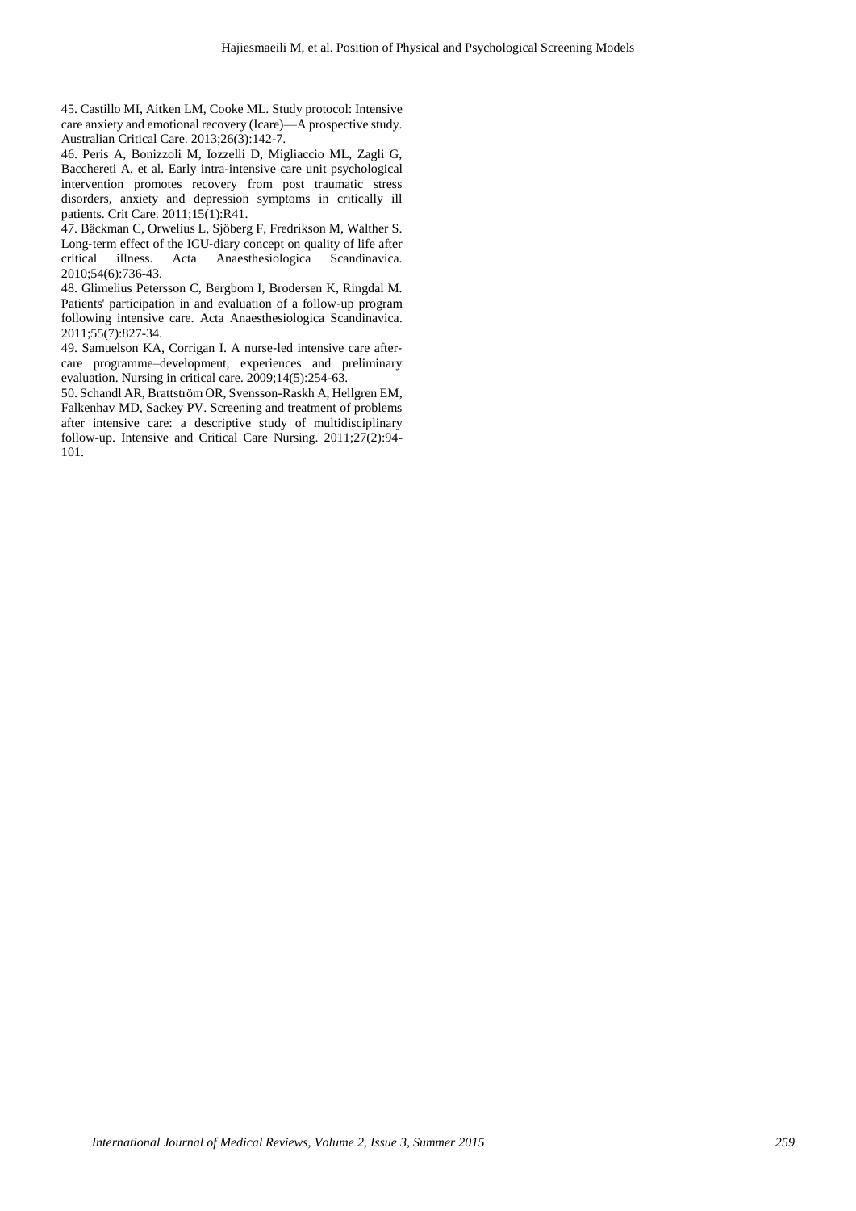45. Castillo MI, Aitken LM, Cooke ML. Study protocol: Intensive care anxiety and emotional recovery (Icare)—A prospective study. Australian Critical Care. 2013;26(3):142-7.

46. Peris A, Bonizzoli M, Iozzelli D, Migliaccio ML, Zagli G, Bacchereti A, et al. Early intra-intensive care unit psychological intervention promotes recovery from post traumatic stress disorders, anxiety and depression symptoms in critically ill patients. Crit Care. 2011;15(1):R41.

47. Bäckman C, Orwelius L, Sjöberg F, Fredrikson M, Walther S. Long-term effect of the ICU-diary concept on quality of life after critical illness. Acta Anaesthesiologica Scandinavica. 2010;54(6):736-43.

48. Glimelius Petersson C, Bergbom I, Brodersen K, Ringdal M. Patients' participation in and evaluation of a follow-up program following intensive care. Acta Anaesthesiologica Scandinavica. 2011;55(7):827-34.

49. Samuelson KA, Corrigan I. A nurse-led intensive care after-care programme–development, experiences and preliminary evaluation. Nursing in critical care. 2009;14(5):254-63.

50. Schandl AR, Brattström OR, Svensson-Raskh A, Hellgren EM, Falkenhav MD, Sackey PV. Screening and treatment of problems after intensive care: a descriptive study of multidisciplinary follow-up. Intensive and Critical Care Nursing. 2011;27(2):94-101.